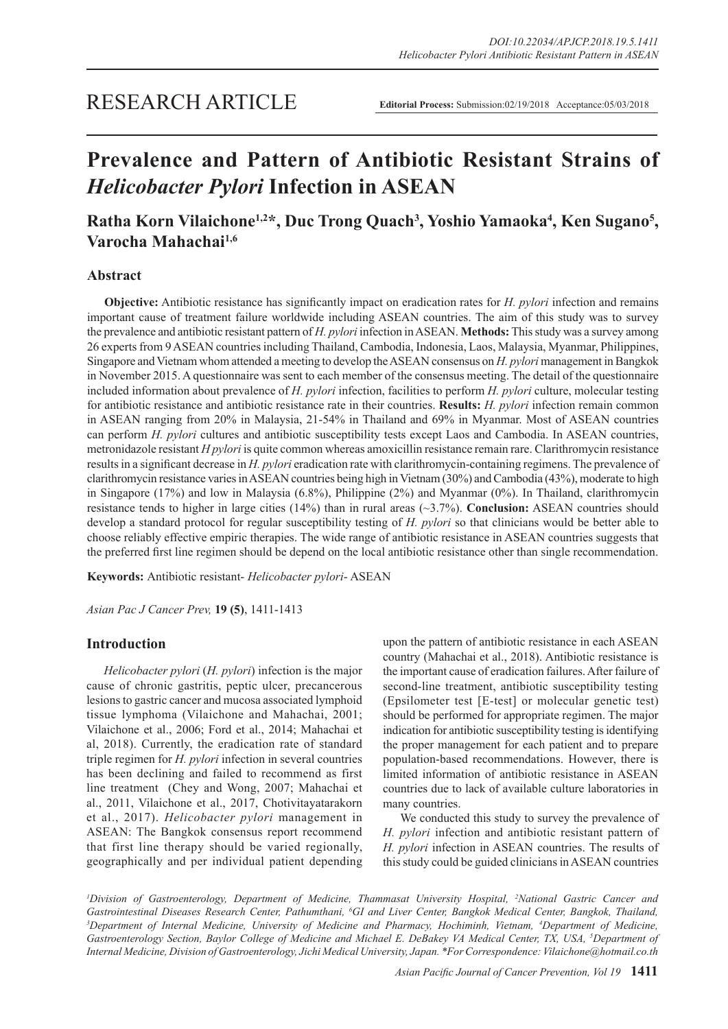RESEARCH ARTICLE

**Editorial Process:** Submission:02/19/2018 Acceptance:05/03/2018

# Prevalence and Pattern of Antibiotic Resistant Strains of *Helicobacter Pylori* Infection in ASEAN

**Ratha Korn Vilaichone[1,2]*, Duc Trong Quach[3], Yoshio Yamaoka[4], Ken Sugano[5], Varocha Mahachai[1,6]**

## Abstract

**Objective:** Antibiotic resistance has significantly impact on eradication rates for *H. pylori* infection and remains important cause of treatment failure worldwide including ASEAN countries. The aim of this study was to survey the prevalence and antibiotic resistant pattern of *H. pylori* infection in ASEAN. **Methods:** This study was a survey among 26 experts from 9 ASEAN countries including Thailand, Cambodia, Indonesia, Laos, Malaysia, Myanmar, Philippines, Singapore and Vietnam whom attended a meeting to develop the ASEAN consensus on *H. pylori* management in Bangkok in November 2015. A questionnaire was sent to each member of the consensus meeting. The detail of the questionnaire included information about prevalence of *H. pylori* infection, facilities to perform *H. pylori* culture, molecular testing for antibiotic resistance and antibiotic resistance rate in their countries. **Results:** *H. pylori* infection remain common in ASEAN ranging from 20% in Malaysia, 21-54% in Thailand and 69% in Myanmar. Most of ASEAN countries can perform *H. pylori* cultures and antibiotic susceptibility tests except Laos and Cambodia. In ASEAN countries, metronidazole resistant *H pylori* is quite common whereas amoxicillin resistance remain rare. Clarithromycin resistance results in a significant decrease in *H. pylori* eradication rate with clarithromycin-containing regimens. The prevalence of clarithromycin resistance varies in ASEAN countries being high in Vietnam (30%) and Cambodia (43%), moderate to high in Singapore (17%) and low in Malaysia (6.8%), Philippine (2%) and Myanmar (0%). In Thailand, clarithromycin resistance tends to higher in large cities (14%) than in rural areas (~3.7%). **Conclusion:** ASEAN countries should develop a standard protocol for regular susceptibility testing of *H. pylori* so that clinicians would be better able to choose reliably effective empiric therapies. The wide range of antibiotic resistance in ASEAN countries suggests that the preferred first line regimen should be depend on the local antibiotic resistance other than single recommendation.

**Keywords:** Antibiotic resistant- *Helicobacter pylori*- ASEAN

*Asian Pac J Cancer Prev,* **19 (5)**, 1411-1413

## Introduction

*Helicobacter pylori* (*H. pylori*) infection is the major cause of chronic gastritis, peptic ulcer, precancerous lesions to gastric cancer and mucosa associated lymphoid tissue lymphoma (Vilaichone and Mahachai, 2001; Vilaichone et al., 2006; Ford et al., 2014; Mahachai et al, 2018). Currently, the eradication rate of standard triple regimen for *H. pylori* infection in several countries has been declining and failed to recommend as first line treatment (Chey and Wong, 2007; Mahachai et al., 2011, Vilaichone et al., 2017, Chotivitayatarakorn et al., 2017). *Helicobacter pylori* management in ASEAN: The Bangkok consensus report recommend that first line therapy should be varied regionally, geographically and per individual patient depending upon the pattern of antibiotic resistance in each ASEAN country (Mahachai et al., 2018). Antibiotic resistance is the important cause of eradication failures. After failure of second-line treatment, antibiotic susceptibility testing (Epsilometer test [E-test] or molecular genetic test) should be performed for appropriate regimen. The major indication for antibiotic susceptibility testing is identifying the proper management for each patient and to prepare population-based recommendations. However, there is limited information of antibiotic resistance in ASEAN countries due to lack of available culture laboratories in many countries.

We conducted this study to survey the prevalence of *H. pylori* infection and antibiotic resistant pattern of *H. pylori* infection in ASEAN countries. The results of this study could be guided clinicians in ASEAN countries

*[1]Division of Gastroenterology, Department of Medicine, Thammasat University Hospital, [2]National Gastric Cancer and Gastrointestinal Diseases Research Center, Pathumthani, [6]GI and Liver Center, Bangkok Medical Center, Bangkok, Thailand, [3]Department of Internal Medicine, University of Medicine and Pharmacy, Hochiminh, Vietnam, [4]Department of Medicine, Gastroenterology Section, Baylor College of Medicine and Michael E. DeBakey VA Medical Center, TX, USA, [5]Department of Internal Medicine, Division of Gastroenterology, Jichi Medical University, Japan. *For Correspondence: Vilaichone@hotmail.co.th*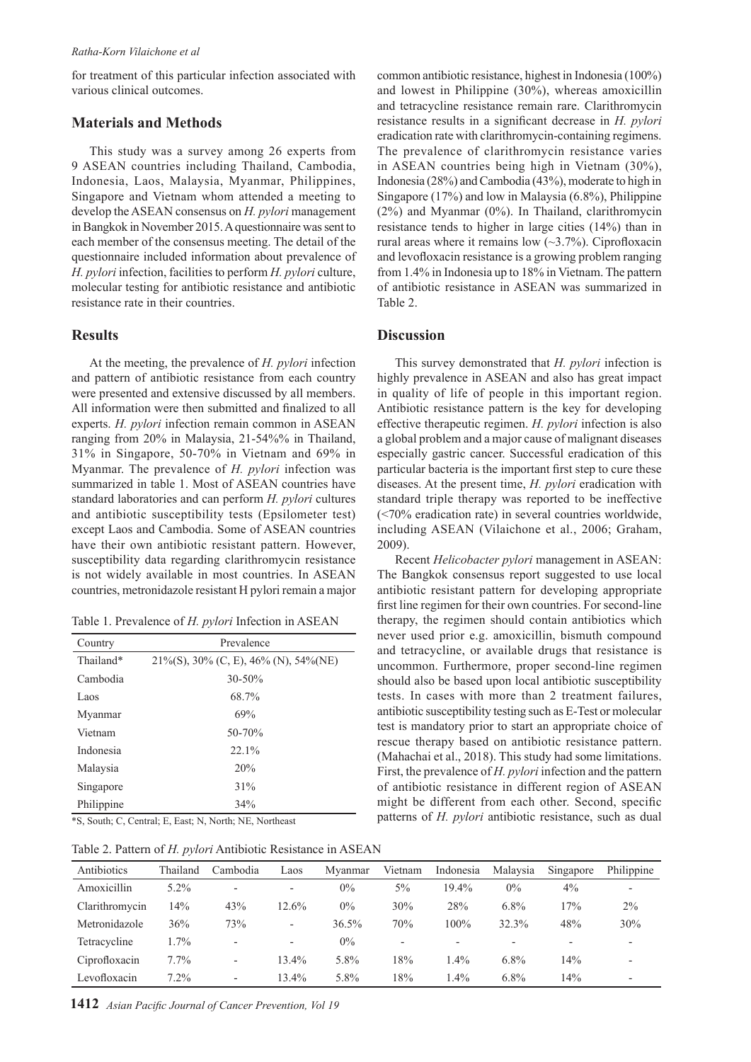for treatment of this particular infection associated with various clinical outcomes.

## Materials and Methods

This study was a survey among 26 experts from 9 ASEAN countries including Thailand, Cambodia, Indonesia, Laos, Malaysia, Myanmar, Philippines, Singapore and Vietnam whom attended a meeting to develop the ASEAN consensus on *H. pylori* management in Bangkok in November 2015. A questionnaire was sent to each member of the consensus meeting. The detail of the questionnaire included information about prevalence of *H. pylori* infection, facilities to perform *H. pylori* culture, molecular testing for antibiotic resistance and antibiotic resistance rate in their countries.

## Results

At the meeting, the prevalence of *H. pylori* infection and pattern of antibiotic resistance from each country were presented and extensive discussed by all members. All information were then submitted and finalized to all experts. *H. pylori* infection remain common in ASEAN ranging from 20% in Malaysia, 21-54%% in Thailand, 31% in Singapore, 50-70% in Vietnam and 69% in Myanmar. The prevalence of *H. pylori* infection was summarized in table 1. Most of ASEAN countries have standard laboratories and can perform *H. pylori* cultures and antibiotic susceptibility tests (Epsilometer test) except Laos and Cambodia. Some of ASEAN countries have their own antibiotic resistant pattern. However, susceptibility data regarding clarithromycin resistance is not widely available in most countries. In ASEAN countries, metronidazole resistant H pylori remain a major common antibiotic resistance, highest in Indonesia (100%) and lowest in Philippine (30%), whereas amoxicillin and tetracycline resistance remain rare. Clarithromycin resistance results in a significant decrease in *H. pylori* eradication rate with clarithromycin-containing regimens. The prevalence of clarithromycin resistance varies in ASEAN countries being high in Vietnam (30%), Indonesia (28%) and Cambodia (43%), moderate to high in Singapore (17%) and low in Malaysia (6.8%), Philippine (2%) and Myanmar (0%). In Thailand, clarithromycin resistance tends to higher in large cities (14%) than in rural areas where it remains low (~3.7%). Ciprofloxacin and levofloxacin resistance is a growing problem ranging from 1.4% in Indonesia up to 18% in Vietnam. The pattern of antibiotic resistance in ASEAN was summarized in Table 2.

Table 1. Prevalence of *H. pylori* Infection in ASEAN

| Country | Prevalence |
|---|---|
| Thailand* | 21%(S), 30% (C, E), 46% (N), 54%(NE) |
| Cambodia | 30-50% |
| Laos | 68.7% |
| Myanmar | 69% |
| Vietnam | 50-70% |
| Indonesia | 22.1% |
| Malaysia | 20% |
| Singapore | 31% |
| Philippine | 34% |

*S, South; C, Central; E, East; N, North; NE, Northeast

## Discussion

This survey demonstrated that *H. pylori* infection is highly prevalence in ASEAN and also has great impact in quality of life of people in this important region. Antibiotic resistance pattern is the key for developing effective therapeutic regimen. *H. pylori* infection is also a global problem and a major cause of malignant diseases especially gastric cancer. Successful eradication of this particular bacteria is the important first step to cure these diseases. At the present time, *H. pylori* eradication with standard triple therapy was reported to be ineffective (<70% eradication rate) in several countries worldwide, including ASEAN (Vilaichone et al., 2006; Graham, 2009).

Recent *Helicobacter pylori* management in ASEAN: The Bangkok consensus report suggested to use local antibiotic resistant pattern for developing appropriate first line regimen for their own countries. For second-line therapy, the regimen should contain antibiotics which never used prior e.g. amoxicillin, bismuth compound and tetracycline, or available drugs that resistance is uncommon. Furthermore, proper second-line regimen should also be based upon local antibiotic susceptibility tests. In cases with more than 2 treatment failures, antibiotic susceptibility testing such as E-Test or molecular test is mandatory prior to start an appropriate choice of rescue therapy based on antibiotic resistance pattern. (Mahachai et al., 2018). This study had some limitations. First, the prevalence of *H. pylori* infection and the pattern of antibiotic resistance in different region of ASEAN might be different from each other. Second, specific patterns of *H. pylori* antibiotic resistance, such as dual

Table 2. Pattern of *H. pylori* Antibiotic Resistance in ASEAN

| Antibiotics | Thailand | Cambodia | Laos | Myanmar | Vietnam | Indonesia | Malaysia | Singapore | Philippine |
|---|---|---|---|---|---|---|---|---|---|
| Amoxicillin | 5.2% | - | - | 0% | 5% | 19.4% | 0% | 4% | - |
| Clarithromycin | 14% | 43% | 12.6% | 0% | 30% | 28% | 6.8% | 17% | 2% |
| Metronidazole | 36% | 73% | - | 36.5% | 70% | 100% | 32.3% | 48% | 30% |
| Tetracycline | 1.7% | - | - | 0% | - | - | - | - | - |
| Ciprofloxacin | 7.7% | - | 13.4% | 5.8% | 18% | 1.4% | 6.8% | 14% | - |
| Levofloxacin | 7.2% | - | 13.4% | 5.8% | 18% | 1.4% | 6.8% | 14% | - |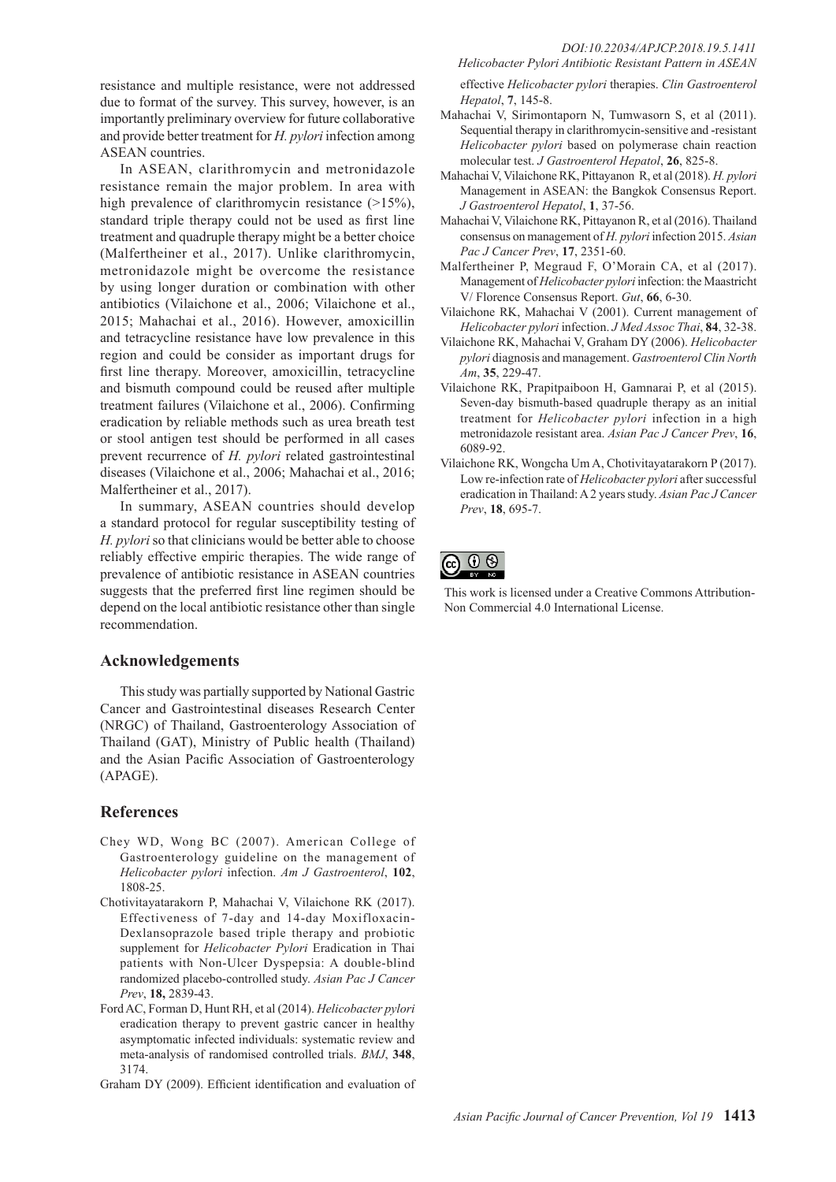resistance and multiple resistance, were not addressed due to format of the survey. This survey, however, is an importantly preliminary overview for future collaborative and provide better treatment for *H. pylori* infection among ASEAN countries.

In ASEAN, clarithromycin and metronidazole resistance remain the major problem. In area with high prevalence of clarithromycin resistance (>15%), standard triple therapy could not be used as first line treatment and quadruple therapy might be a better choice (Malfertheiner et al., 2017). Unlike clarithromycin, metronidazole might be overcome the resistance by using longer duration or combination with other antibiotics (Vilaichone et al., 2006; Vilaichone et al., 2015; Mahachai et al., 2016). However, amoxicillin and tetracycline resistance have low prevalence in this region and could be consider as important drugs for first line therapy. Moreover, amoxicillin, tetracycline and bismuth compound could be reused after multiple treatment failures (Vilaichone et al., 2006). Confirming eradication by reliable methods such as urea breath test or stool antigen test should be performed in all cases prevent recurrence of *H. pylori* related gastrointestinal diseases (Vilaichone et al., 2006; Mahachai et al., 2016; Malfertheiner et al., 2017).

In summary, ASEAN countries should develop a standard protocol for regular susceptibility testing of *H. pylori* so that clinicians would be better able to choose reliably effective empiric therapies. The wide range of prevalence of antibiotic resistance in ASEAN countries suggests that the preferred first line regimen should be depend on the local antibiotic resistance other than single recommendation.

## Acknowledgements

This study was partially supported by National Gastric Cancer and Gastrointestinal diseases Research Center (NRGC) of Thailand, Gastroenterology Association of Thailand (GAT), Ministry of Public health (Thailand) and the Asian Pacific Association of Gastroenterology (APAGE).

## References

Chey WD, Wong BC (2007). American College of Gastroenterology guideline on the management of *Helicobacter pylori* infection. *Am J Gastroenterol*, **102**, 1808-25.

Chotivitayatarakorn P, Mahachai V, Vilaichone RK (2017). Effectiveness of 7-day and 14-day Moxifloxacin-Dexlansoprazole based triple therapy and probiotic supplement for *Helicobacter Pylori* Eradication in Thai patients with Non-Ulcer Dyspepsia: A double-blind randomized placebo-controlled study. *Asian Pac J Cancer Prev*, **18,** 2839-43.

Ford AC, Forman D, Hunt RH, et al (2014). *Helicobacter pylori* eradication therapy to prevent gastric cancer in healthy asymptomatic infected individuals: systematic review and meta-analysis of randomised controlled trials. *BMJ*, **348**, 3174.

Graham DY (2009). Efficient identification and evaluation of effective *Helicobacter pylori* therapies. *Clin Gastroenterol Hepatol*, **7**, 145-8.

Mahachai V, Sirimontaporn N, Tumwasorn S, et al (2011). Sequential therapy in clarithromycin-sensitive and -resistant *Helicobacter pylori* based on polymerase chain reaction molecular test. *J Gastroenterol Hepatol*, **26**, 825-8.

Mahachai V, Vilaichone RK, Pittayanon R, et al (2018). *H. pylori* Management in ASEAN: the Bangkok Consensus Report. *J Gastroenterol Hepatol*, **1**, 37-56.

Mahachai V, Vilaichone RK, Pittayanon R, et al (2016). Thailand consensus on management of *H. pylori* infection 2015. *Asian Pac J Cancer Prev*, **17**, 2351-60.

Malfertheiner P, Megraud F, O'Morain CA, et al (2017). Management of *Helicobacter pylori* infection: the Maastricht V/ Florence Consensus Report. *Gut*, **66**, 6-30.

Vilaichone RK, Mahachai V (2001). Current management of *Helicobacter pylori* infection. *J Med Assoc Thai*, **84**, 32-38.

Vilaichone RK, Mahachai V, Graham DY (2006). *Helicobacter pylori* diagnosis and management. *Gastroenterol Clin North Am*, **35**, 229-47.

Vilaichone RK, Prapitpaiboon H, Gamnarai P, et al (2015). Seven-day bismuth-based quadruple therapy as an initial treatment for *Helicobacter pylori* infection in a high metronidazole resistant area. *Asian Pac J Cancer Prev*, **16**, 6089-92.

Vilaichone RK, Wongcha Um A, Chotivitayatarakorn P (2017). Low re-infection rate of *Helicobacter pylori* after successful eradication in Thailand: A 2 years study. *Asian Pac J Cancer Prev*, **18**, 695-7.

This work is licensed under a Creative Commons Attribution-Non Commercial 4.0 International License.